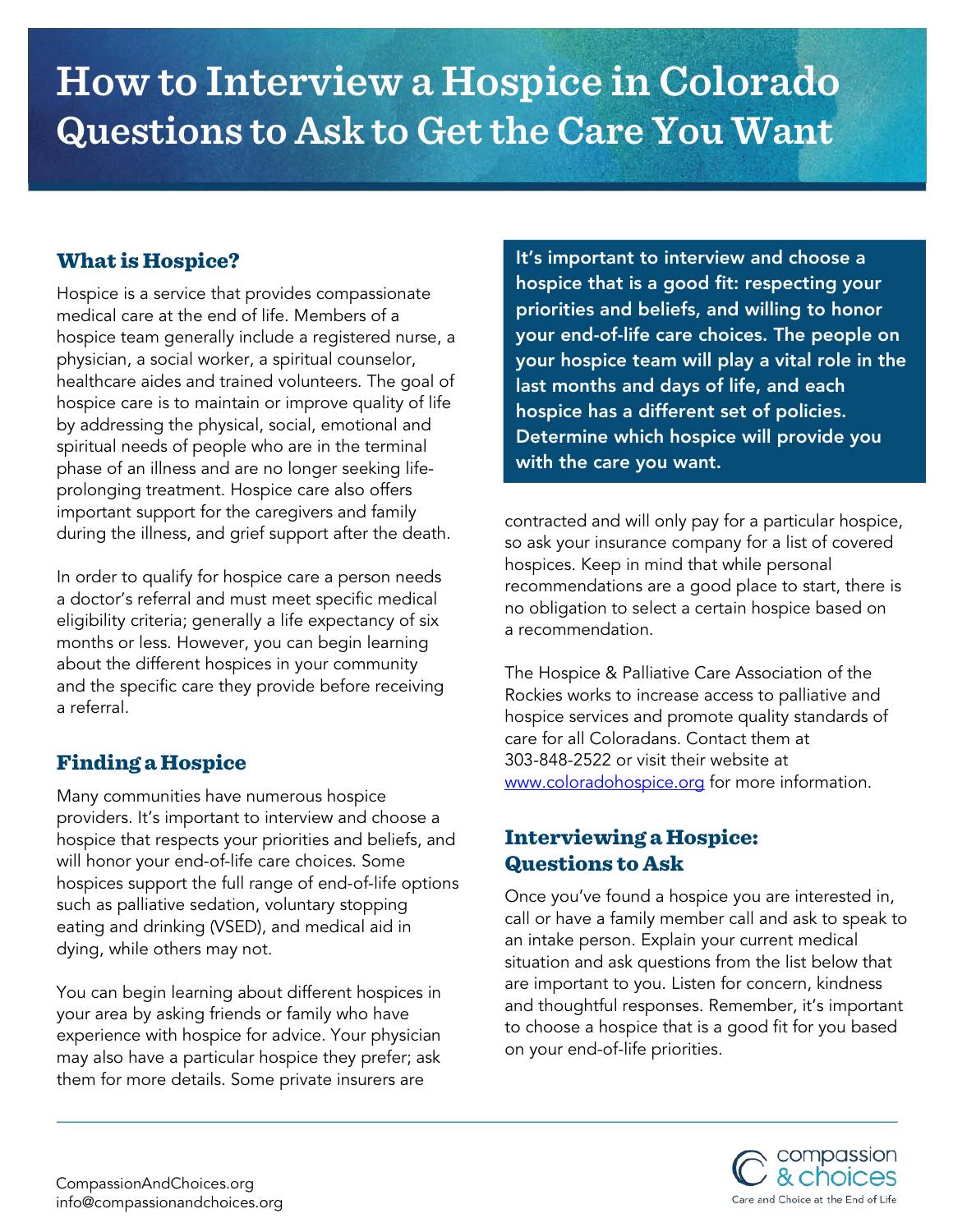# How to Interview a Hospice in Colorado

## Questions to Ask to Get the Care You Want

### What is Hospice?

Hospice is a service that provides compassionate medical care at the end of life. Members of a hospice team generally include a registered nurse, a physician, a social worker, a spiritual counselor, healthcare aides and trained volunteers. The goal of hospice care is to maintain or improve quality of life by addressing the physical, social, emotional and spiritual needs of people who are in the terminal phase of an illness and are no longer seeking life-prolonging treatment. Hospice care also offers important support for the caregivers and family during the illness, and grief support after the death.

In order to qualify for hospice care a person needs a doctor's referral and must meet specific medical eligibility criteria; generally a life expectancy of six months or less. However, you can begin learning about the different hospices in your community and the specific care they provide before receiving a referral.

**It's important to interview and choose a hospice that is a good fit: respecting your priorities and beliefs, and willing to honor your end-of-life care choices. The people on your hospice team will play a vital role in the last months and days of life, and each hospice has a different set of policies. Determine which hospice will provide you with the care you want.**

### Finding a Hospice

Many communities have numerous hospice providers. It's important to interview and choose a hospice that respects your priorities and beliefs, and will honor your end-of-life care choices. Some hospices support the full range of end-of-life options such as palliative sedation, voluntary stopping eating and drinking (VSED), and medical aid in dying, while others may not.

You can begin learning about different hospices in your area by asking friends or family who have experience with hospice for advice. Your physician may also have a particular hospice they prefer; ask them for more details. Some private insurers are contracted and will only pay for a particular hospice, so ask your insurance company for a list of covered hospices. Keep in mind that while personal recommendations are a good place to start, there is no obligation to select a certain hospice based on a recommendation.

The Hospice & Palliative Care Association of the Rockies works to increase access to palliative and hospice services and promote quality standards of care for all Coloradans. Contact them at 303-848-2522 or visit their website at www.coloradohospice.org for more information.

### Interviewing a Hospice: Questions to Ask

Once you've found a hospice you are interested in, call or have a family member call and ask to speak to an intake person. Explain your current medical situation and ask questions from the list below that are important to you. Listen for concern, kindness and thoughtful responses. Remember, it's important to choose a hospice that is a good fit for you based on your end-of-life priorities.

CompassionAndChoices.org
info@compassionandchoices.org

compassion & choices
Care and Choice at the End of Life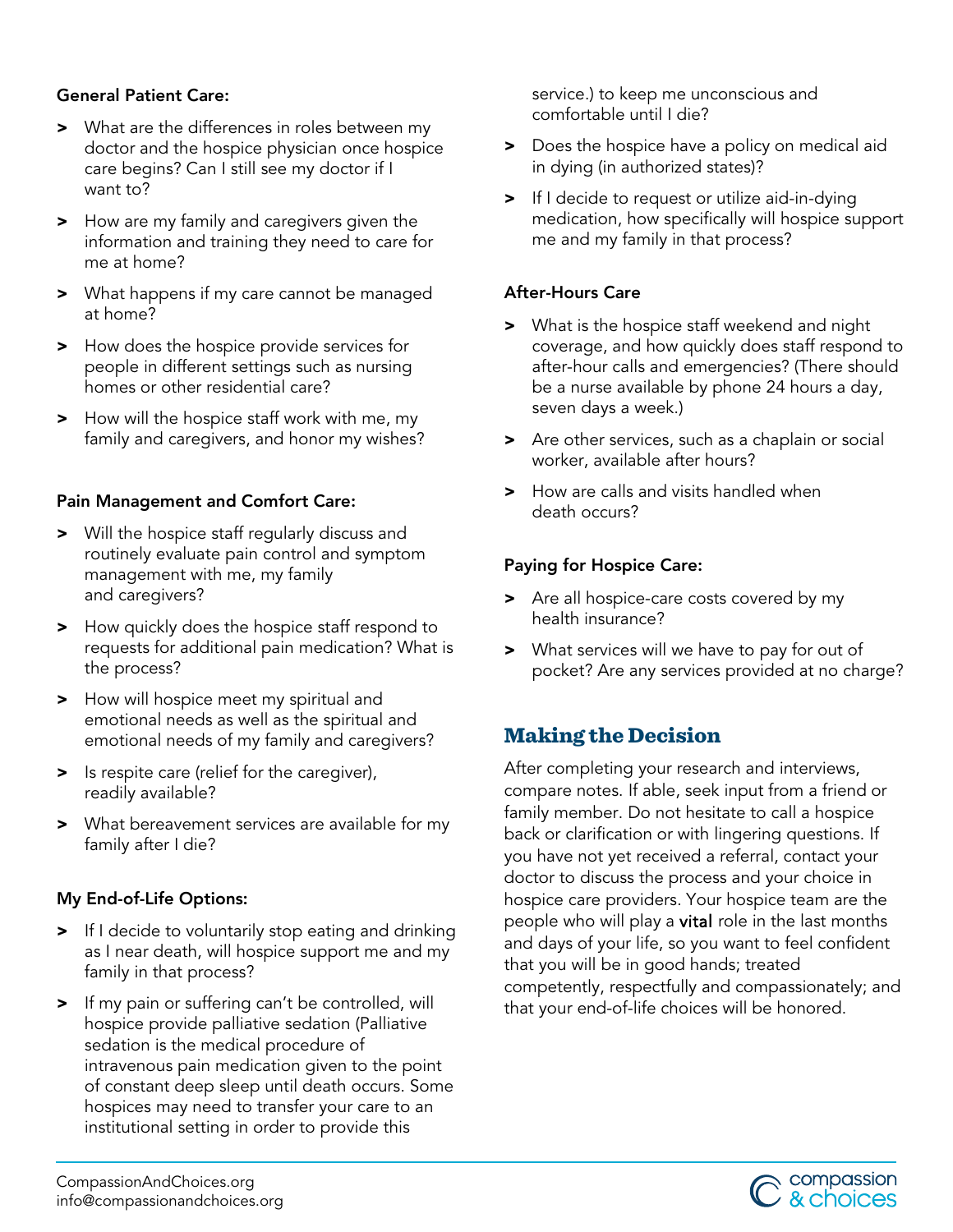**General Patient Care:**

- What are the differences in roles between my doctor and the hospice physician once hospice care begins? Can I still see my doctor if I want to?
- How are my family and caregivers given the information and training they need to care for me at home?
- What happens if my care cannot be managed at home?
- How does the hospice provide services for people in different settings such as nursing homes or other residential care?
- How will the hospice staff work with me, my family and caregivers, and honor my wishes?

**Pain Management and Comfort Care:**

- Will the hospice staff regularly discuss and routinely evaluate pain control and symptom management with me, my family and caregivers?
- How quickly does the hospice staff respond to requests for additional pain medication? What is the process?
- How will hospice meet my spiritual and emotional needs as well as the spiritual and emotional needs of my family and caregivers?
- Is respite care (relief for the caregiver), readily available?
- What bereavement services are available for my family after I die?

**My End-of-Life Options:**

- If I decide to voluntarily stop eating and drinking as I near death, will hospice support me and my family in that process?
- If my pain or suffering can't be controlled, will hospice provide palliative sedation (Palliative sedation is the medical procedure of intravenous pain medication given to the point of constant deep sleep until death occurs. Some hospices may need to transfer your care to an institutional setting in order to provide this service.) to keep me unconscious and comfortable until I die?
- Does the hospice have a policy on medical aid in dying (in authorized states)?
- If I decide to request or utilize aid-in-dying medication, how specifically will hospice support me and my family in that process?

**After-Hours Care**

- What is the hospice staff weekend and night coverage, and how quickly does staff respond to after-hour calls and emergencies? (There should be a nurse available by phone 24 hours a day, seven days a week.)
- Are other services, such as a chaplain or social worker, available after hours?
- How are calls and visits handled when death occurs?

**Paying for Hospice Care:**

- Are all hospice-care costs covered by my health insurance?
- What services will we have to pay for out of pocket? Are any services provided at no charge?

## Making the Decision

After completing your research and interviews, compare notes. If able, seek input from a friend or family member. Do not hesitate to call a hospice back or clarification or with lingering questions. If you have not yet received a referral, contact your doctor to discuss the process and your choice in hospice care providers. Your hospice team are the people who will play a vital role in the last months and days of your life, so you want to feel confident that you will be in good hands; treated competently, respectfully and compassionately; and that your end-of-life choices will be honored.

CompassionAndChoices.org
info@compassionandchoices.org